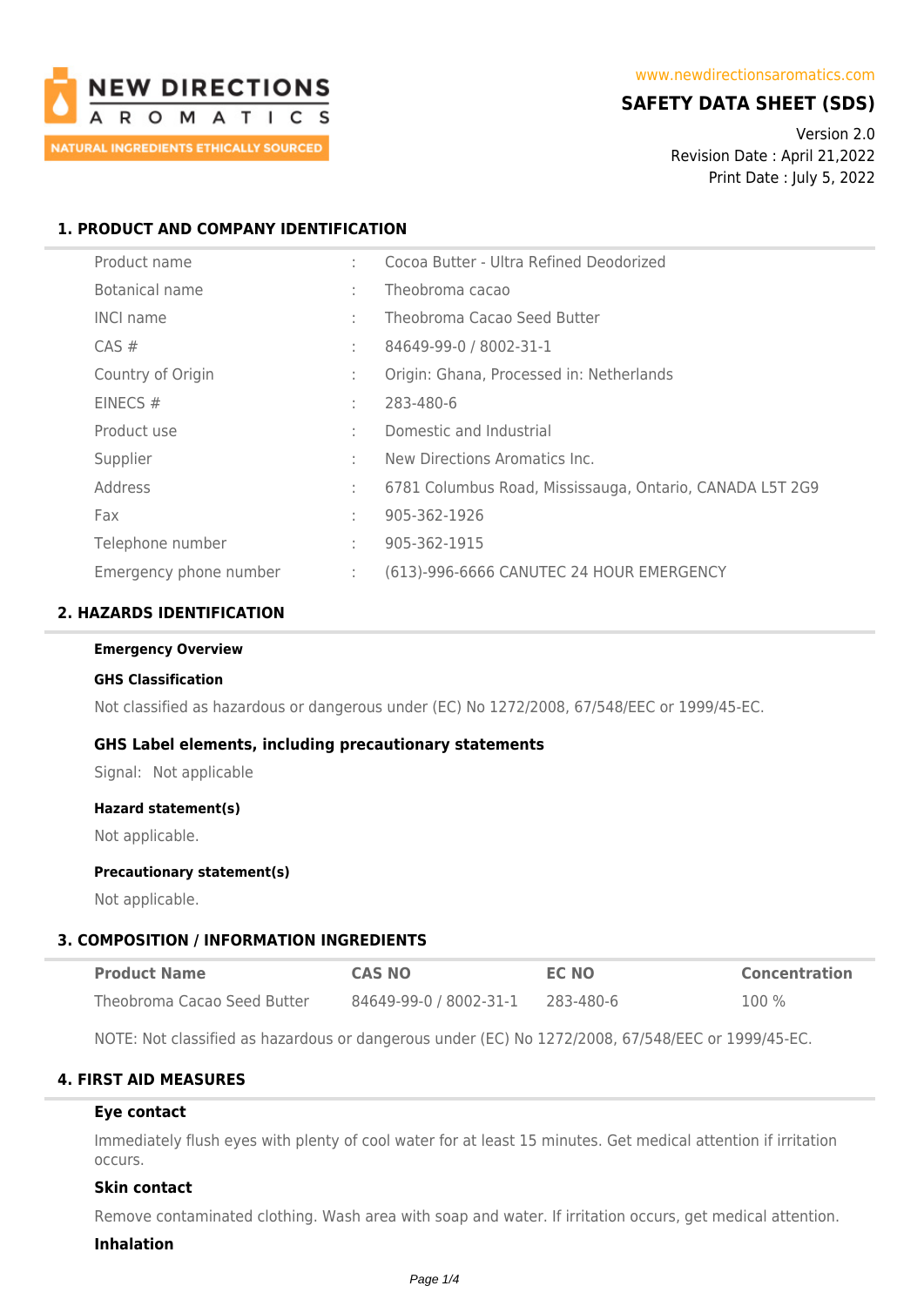NEW DIRECTIONS AROMATICS
NATURAL INGREDIENTS ETHICALLY SOURCED

www.newdirectionsaromatics.com

# SAFETY DATA SHEET (SDS)

Version 2.0
Revision Date : April 21,2022
Print Date : July 5, 2022

## 1. PRODUCT AND COMPANY IDENTIFICATION

| | | |
|---|---|---|
| Product name | : | Cocoa Butter - Ultra Refined Deodorized |
| Botanical name | : | Theobroma cacao |
| INCI name | : | Theobroma Cacao Seed Butter |
| CAS # | : | 84649-99-0 / 8002-31-1 |
| Country of Origin | : | Origin: Ghana, Processed in: Netherlands |
| EINECS # | : | 283-480-6 |
| Product use | : | Domestic and Industrial |
| Supplier | : | New Directions Aromatics Inc. |
| Address | : | 6781 Columbus Road, Mississauga, Ontario, CANADA L5T 2G9 |
| Fax | : | 905-362-1926 |
| Telephone number | : | 905-362-1915 |
| Emergency phone number | : | (613)-996-6666 CANUTEC 24 HOUR EMERGENCY |

## 2. HAZARDS IDENTIFICATION

**Emergency Overview**

**GHS Classification**

Not classified as hazardous or dangerous under (EC) No 1272/2008, 67/548/EEC or 1999/45-EC.

### GHS Label elements, including precautionary statements

Signal: Not applicable

**Hazard statement(s)**

Not applicable.

**Precautionary statement(s)**

Not applicable.

## 3. COMPOSITION / INFORMATION INGREDIENTS

| Product Name | CAS NO | EC NO | Concentration |
|---|---|---|---|
| Theobroma Cacao Seed Butter | 84649-99-0 / 8002-31-1 | 283-480-6 | 100 % |

NOTE: Not classified as hazardous or dangerous under (EC) No 1272/2008, 67/548/EEC or 1999/45-EC.

## 4. FIRST AID MEASURES

**Eye contact**

Immediately flush eyes with plenty of cool water for at least 15 minutes. Get medical attention if irritation occurs.

**Skin contact**

Remove contaminated clothing. Wash area with soap and water. If irritation occurs, get medical attention.

**Inhalation**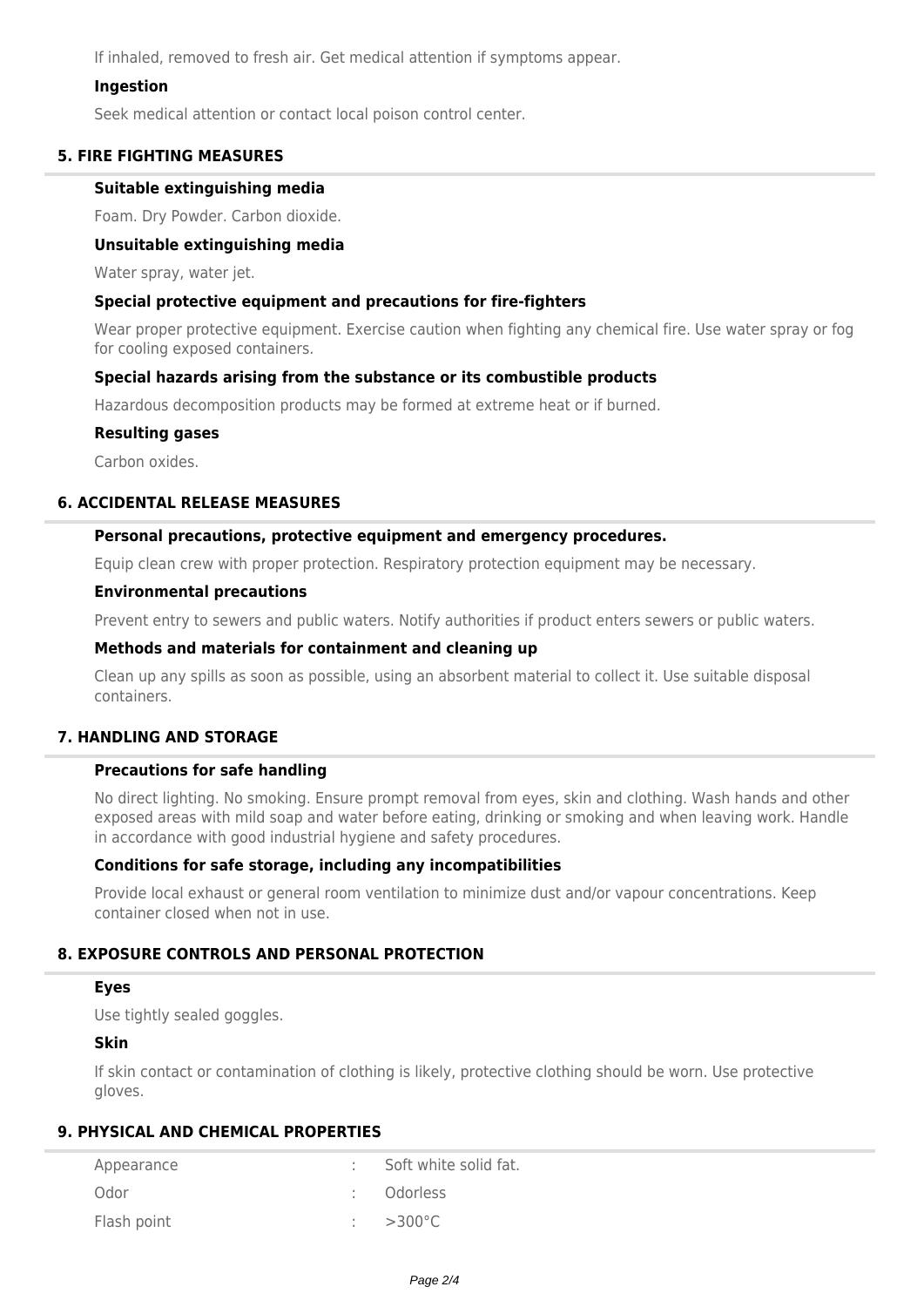If inhaled, removed to fresh air. Get medical attention if symptoms appear.

### Ingestion

Seek medical attention or contact local poison control center.

## 5. FIRE FIGHTING MEASURES

### Suitable extinguishing media

Foam. Dry Powder. Carbon dioxide.

### Unsuitable extinguishing media

Water spray, water jet.

### Special protective equipment and precautions for fire-fighters

Wear proper protective equipment. Exercise caution when fighting any chemical fire. Use water spray or fog for cooling exposed containers.

### Special hazards arising from the substance or its combustible products

Hazardous decomposition products may be formed at extreme heat or if burned.

### Resulting gases

Carbon oxides.

## 6. ACCIDENTAL RELEASE MEASURES

### Personal precautions, protective equipment and emergency procedures.

Equip clean crew with proper protection. Respiratory protection equipment may be necessary.

### Environmental precautions

Prevent entry to sewers and public waters. Notify authorities if product enters sewers or public waters.

### Methods and materials for containment and cleaning up

Clean up any spills as soon as possible, using an absorbent material to collect it. Use suitable disposal containers.

## 7. HANDLING AND STORAGE

### Precautions for safe handling

No direct lighting. No smoking. Ensure prompt removal from eyes, skin and clothing. Wash hands and other exposed areas with mild soap and water before eating, drinking or smoking and when leaving work. Handle in accordance with good industrial hygiene and safety procedures.

### Conditions for safe storage, including any incompatibilities

Provide local exhaust or general room ventilation to minimize dust and/or vapour concentrations. Keep container closed when not in use.

## 8. EXPOSURE CONTROLS AND PERSONAL PROTECTION

### Eyes

Use tightly sealed goggles.

### Skin

If skin contact or contamination of clothing is likely, protective clothing should be worn. Use protective gloves.

## 9. PHYSICAL AND CHEMICAL PROPERTIES

| | | |
|---|---|---|
| Appearance | : | Soft white solid fat. |
| Odor | : | Odorless |
| Flash point | : | >300°C |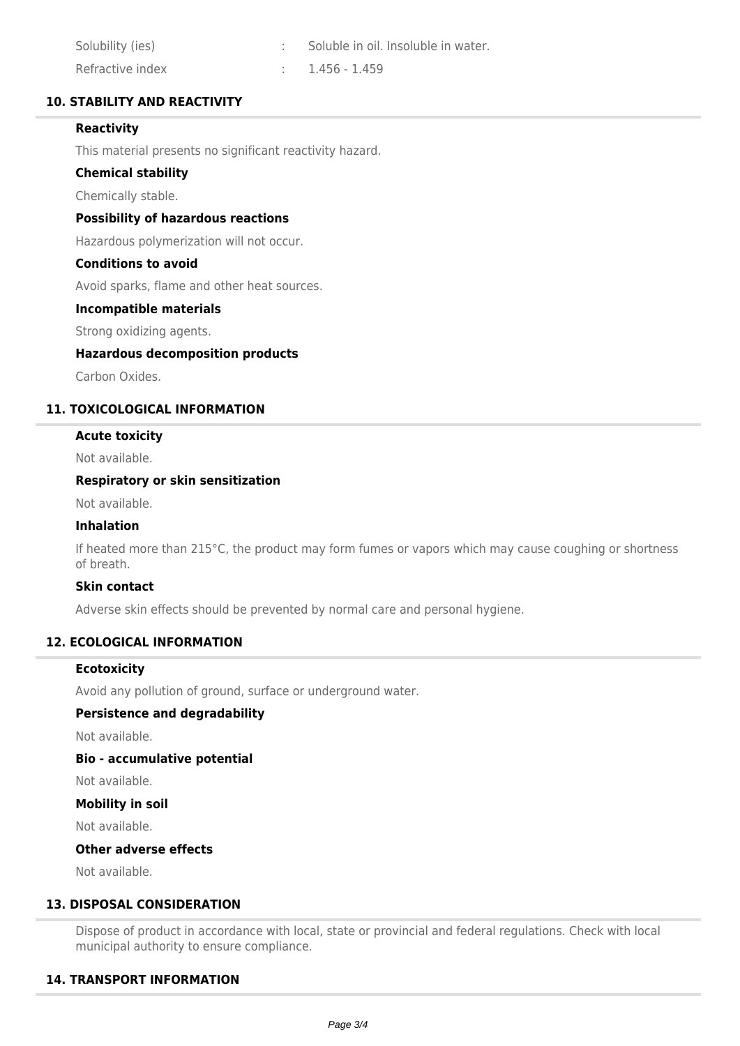| | | |
|---|---|---|
| Solubility (ies) | : | Soluble in oil. Insoluble in water. |
| Refractive index | : | 1.456 - 1.459 |

## 10. STABILITY AND REACTIVITY

**Reactivity**

This material presents no significant reactivity hazard.

**Chemical stability**

Chemically stable.

**Possibility of hazardous reactions**

Hazardous polymerization will not occur.

**Conditions to avoid**

Avoid sparks, flame and other heat sources.

**Incompatible materials**

Strong oxidizing agents.

**Hazardous decomposition products**

Carbon Oxides.

## 11. TOXICOLOGICAL INFORMATION

**Acute toxicity**

Not available.

**Respiratory or skin sensitization**

Not available.

**Inhalation**

If heated more than 215°C, the product may form fumes or vapors which may cause coughing or shortness of breath.

**Skin contact**

Adverse skin effects should be prevented by normal care and personal hygiene.

## 12. ECOLOGICAL INFORMATION

**Ecotoxicity**

Avoid any pollution of ground, surface or underground water.

**Persistence and degradability**

Not available.

**Bio - accumulative potential**

Not available.

**Mobility in soil**

Not available.

**Other adverse effects**

Not available.

## 13. DISPOSAL CONSIDERATION

Dispose of product in accordance with local, state or provincial and federal regulations. Check with local municipal authority to ensure compliance.

## 14. TRANSPORT INFORMATION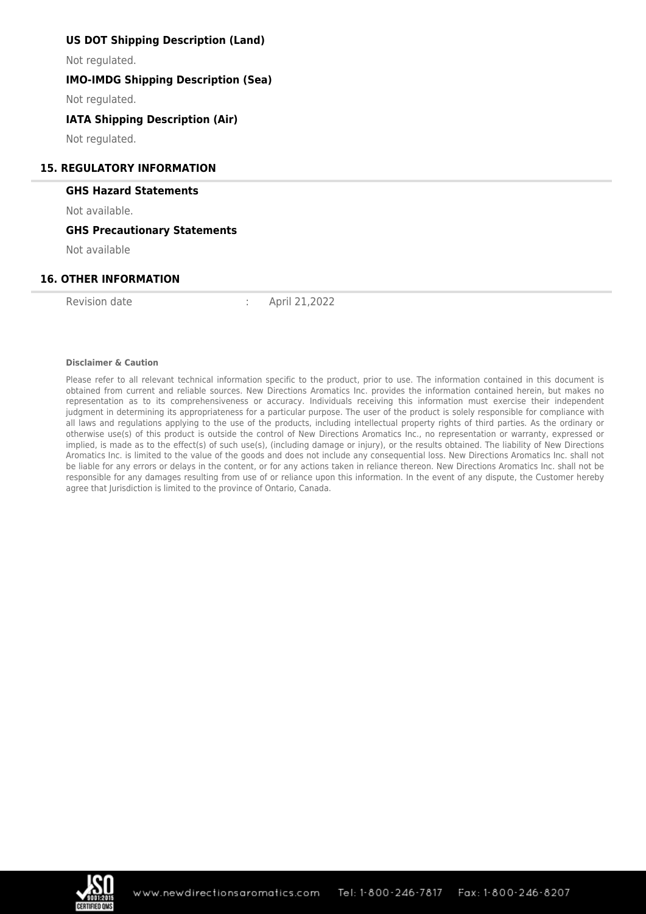### US DOT Shipping Description (Land)

Not regulated.

### IMO-IMDG Shipping Description (Sea)

Not regulated.

### IATA Shipping Description (Air)

Not regulated.

## 15. REGULATORY INFORMATION

### GHS Hazard Statements

Not available.

### GHS Precautionary Statements

Not available

## 16. OTHER INFORMATION

Revision date : April 21,2022

**Disclaimer & Caution**

Please refer to all relevant technical information specific to the product, prior to use. The information contained in this document is obtained from current and reliable sources. New Directions Aromatics Inc. provides the information contained herein, but makes no representation as to its comprehensiveness or accuracy. Individuals receiving this information must exercise their independent judgment in determining its appropriateness for a particular purpose. The user of the product is solely responsible for compliance with all laws and regulations applying to the use of the products, including intellectual property rights of third parties. As the ordinary or otherwise use(s) of this product is outside the control of New Directions Aromatics Inc., no representation or warranty, expressed or implied, is made as to the effect(s) of such use(s), (including damage or injury), or the results obtained. The liability of New Directions Aromatics Inc. is limited to the value of the goods and does not include any consequential loss. New Directions Aromatics Inc. shall not be liable for any errors or delays in the content, or for any actions taken in reliance thereon. New Directions Aromatics Inc. shall not be responsible for any damages resulting from use of or reliance upon this information. In the event of any dispute, the Customer hereby agree that Jurisdiction is limited to the province of Ontario, Canada.